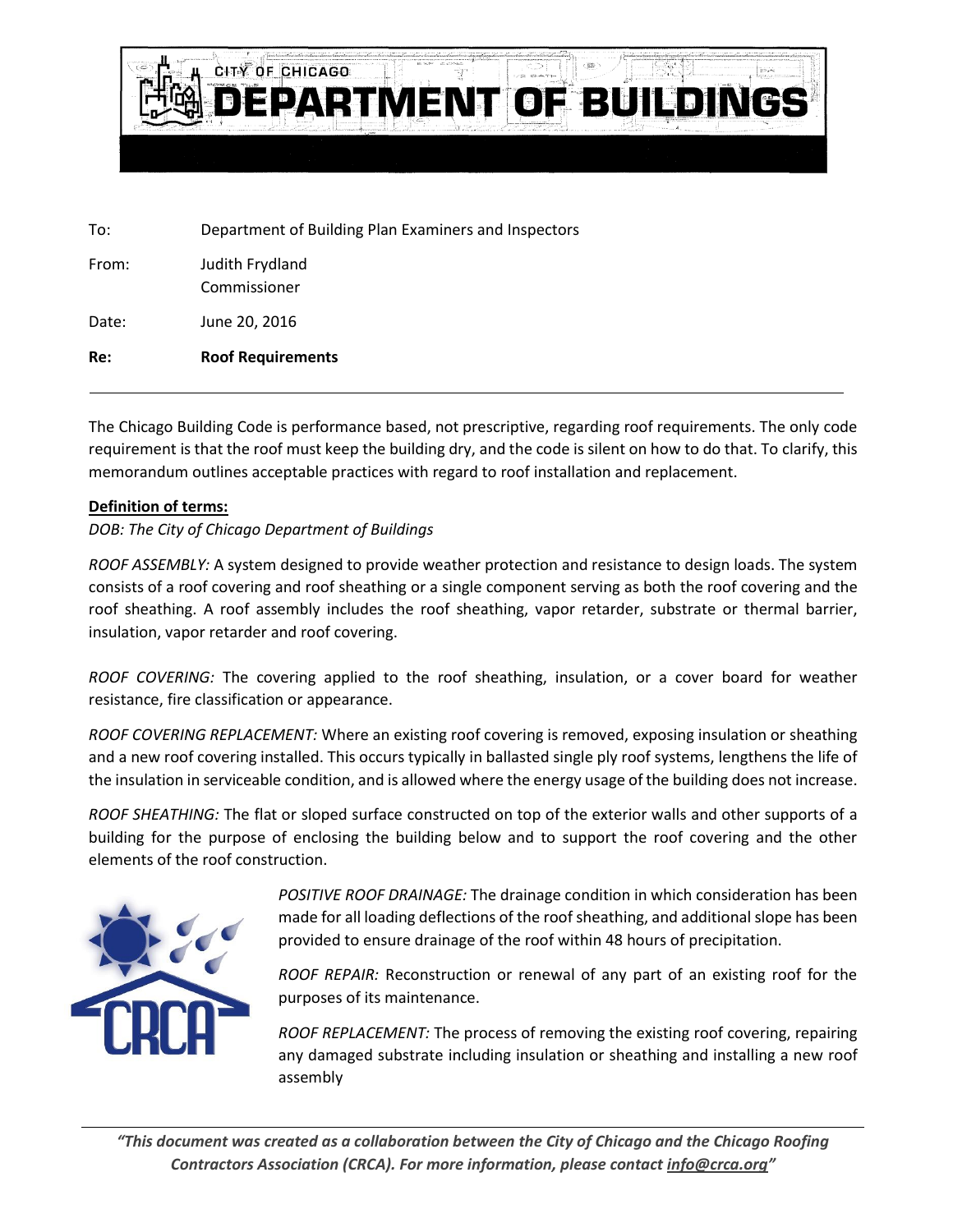# CITY OF CHICAGO DEPARTMENT OF BUILDINGS

To: Department of Building Plan Examiners and Inspectors

From: Judith Frydland
Commissioner

Date: June 20, 2016

**Re: Roof Requirements**

---

The Chicago Building Code is performance based, not prescriptive, regarding roof requirements. The only code requirement is that the roof must keep the building dry, and the code is silent on how to do that. To clarify, this memorandum outlines acceptable practices with regard to roof installation and replacement.

**Definition of terms:**

*DOB: The City of Chicago Department of Buildings*

*ROOF ASSEMBLY:* A system designed to provide weather protection and resistance to design loads. The system consists of a roof covering and roof sheathing or a single component serving as both the roof covering and the roof sheathing. A roof assembly includes the roof sheathing, vapor retarder, substrate or thermal barrier, insulation, vapor retarder and roof covering.

*ROOF COVERING:* The covering applied to the roof sheathing, insulation, or a cover board for weather resistance, fire classification or appearance.

*ROOF COVERING REPLACEMENT:* Where an existing roof covering is removed, exposing insulation or sheathing and a new roof covering installed. This occurs typically in ballasted single ply roof systems, lengthens the life of the insulation in serviceable condition, and is allowed where the energy usage of the building does not increase.

*ROOF SHEATHING:* The flat or sloped surface constructed on top of the exterior walls and other supports of a building for the purpose of enclosing the building below and to support the roof covering and the other elements of the roof construction.

*POSITIVE ROOF DRAINAGE:* The drainage condition in which consideration has been made for all loading deflections of the roof sheathing, and additional slope has been provided to ensure drainage of the roof within 48 hours of precipitation.

*ROOF REPAIR:* Reconstruction or renewal of any part of an existing roof for the purposes of its maintenance.

*ROOF REPLACEMENT:* The process of removing the existing roof covering, repairing any damaged substrate including insulation or sheathing and installing a new roof assembly

---

***"This document was created as a collaboration between the City of Chicago and the Chicago Roofing Contractors Association (CRCA). For more information, please contact info@crca.org"***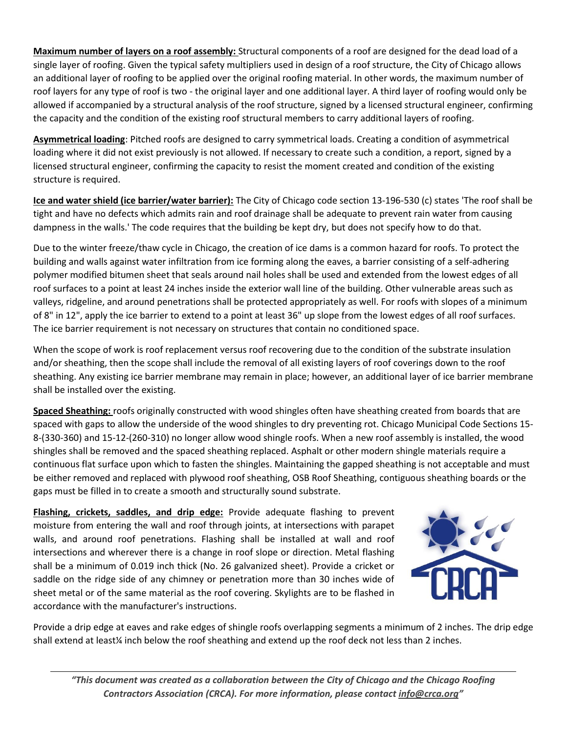**Maximum number of layers on a roof assembly:** Structural components of a roof are designed for the dead load of a single layer of roofing. Given the typical safety multipliers used in design of a roof structure, the City of Chicago allows an additional layer of roofing to be applied over the original roofing material. In other words, the maximum number of roof layers for any type of roof is two - the original layer and one additional layer. A third layer of roofing would only be allowed if accompanied by a structural analysis of the roof structure, signed by a licensed structural engineer, confirming the capacity and the condition of the existing roof structural members to carry additional layers of roofing.

**Asymmetrical loading**: Pitched roofs are designed to carry symmetrical loads. Creating a condition of asymmetrical loading where it did not exist previously is not allowed. If necessary to create such a condition, a report, signed by a licensed structural engineer, confirming the capacity to resist the moment created and condition of the existing structure is required.

**Ice and water shield (ice barrier/water barrier):** The City of Chicago code section 13-196-530 (c) states 'The roof shall be tight and have no defects which admits rain and roof drainage shall be adequate to prevent rain water from causing dampness in the walls.' The code requires that the building be kept dry, but does not specify how to do that.

Due to the winter freeze/thaw cycle in Chicago, the creation of ice dams is a common hazard for roofs. To protect the building and walls against water infiltration from ice forming along the eaves, a barrier consisting of a self-adhering polymer modified bitumen sheet that seals around nail holes shall be used and extended from the lowest edges of all roof surfaces to a point at least 24 inches inside the exterior wall line of the building. Other vulnerable areas such as valleys, ridgeline, and around penetrations shall be protected appropriately as well. For roofs with slopes of a minimum of 8" in 12", apply the ice barrier to extend to a point at least 36" up slope from the lowest edges of all roof surfaces. The ice barrier requirement is not necessary on structures that contain no conditioned space.

When the scope of work is roof replacement versus roof recovering due to the condition of the substrate insulation and/or sheathing, then the scope shall include the removal of all existing layers of roof coverings down to the roof sheathing. Any existing ice barrier membrane may remain in place; however, an additional layer of ice barrier membrane shall be installed over the existing.

**Spaced Sheathing:** roofs originally constructed with wood shingles often have sheathing created from boards that are spaced with gaps to allow the underside of the wood shingles to dry preventing rot. Chicago Municipal Code Sections 15-8-(330-360) and 15-12-(260-310) no longer allow wood shingle roofs. When a new roof assembly is installed, the wood shingles shall be removed and the spaced sheathing replaced. Asphalt or other modern shingle materials require a continuous flat surface upon which to fasten the shingles. Maintaining the gapped sheathing is not acceptable and must be either removed and replaced with plywood roof sheathing, OSB Roof Sheathing, contiguous sheathing boards or the gaps must be filled in to create a smooth and structurally sound substrate.

**Flashing, crickets, saddles, and drip edge:** Provide adequate flashing to prevent moisture from entering the wall and roof through joints, at intersections with parapet walls, and around roof penetrations. Flashing shall be installed at wall and roof intersections and wherever there is a change in roof slope or direction. Metal flashing shall be a minimum of 0.019 inch thick (No. 26 galvanized sheet). Provide a cricket or saddle on the ridge side of any chimney or penetration more than 30 inches wide of sheet metal or of the same material as the roof covering. Skylights are to be flashed in accordance with the manufacturer's instructions.

Provide a drip edge at eaves and rake edges of shingle roofs overlapping segments a minimum of 2 inches. The drip edge shall extend at least¼ inch below the roof sheathing and extend up the roof deck not less than 2 inches.

*"This document was created as a collaboration between the City of Chicago and the Chicago Roofing Contractors Association (CRCA). For more information, please contact info@crca.org"*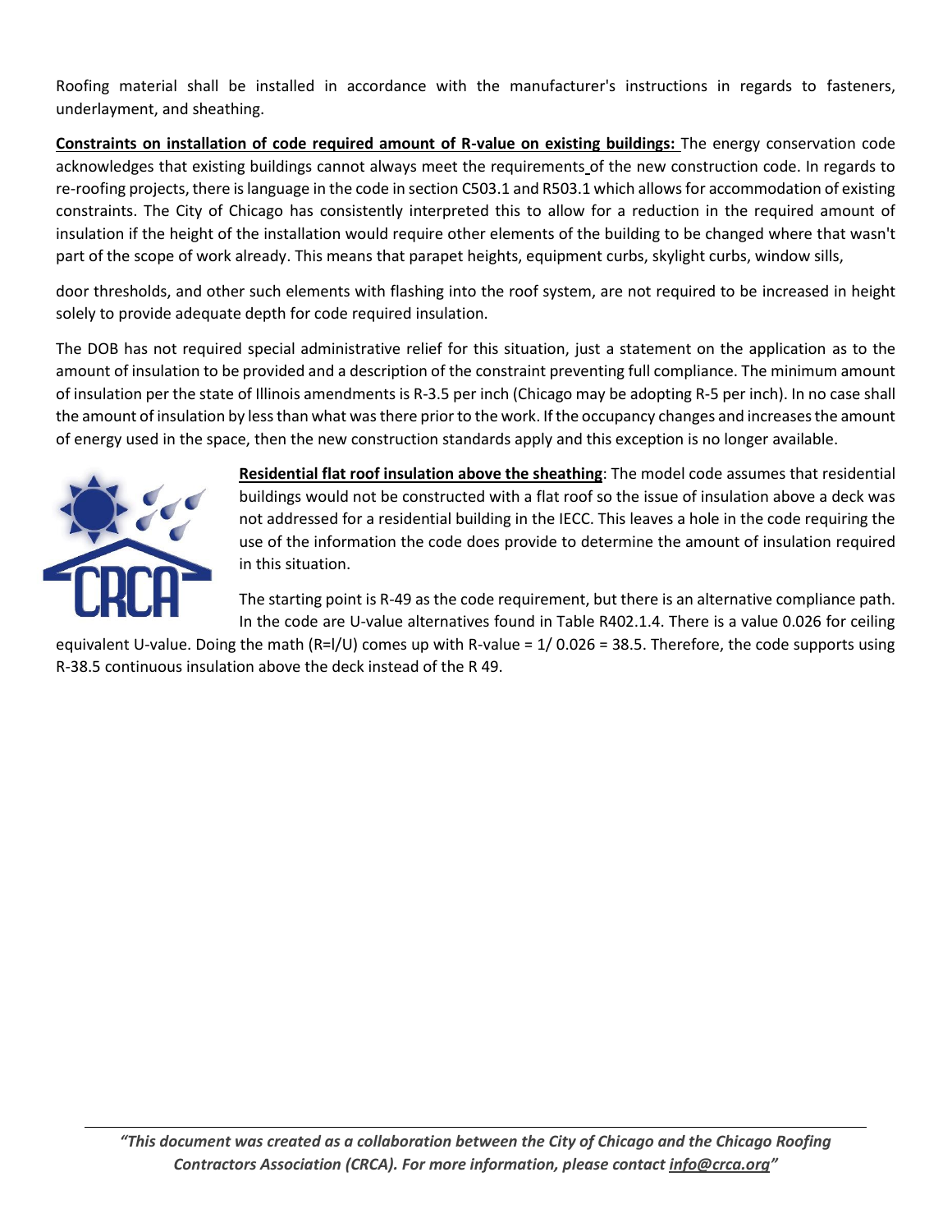Roofing material shall be installed in accordance with the manufacturer's instructions in regards to fasteners, underlayment, and sheathing.

**Constraints on installation of code required amount of R-value on existing buildings:** The energy conservation code acknowledges that existing buildings cannot always meet the requirements of the new construction code. In regards to re-roofing projects, there is language in the code in section C503.1 and R503.1 which allows for accommodation of existing constraints. The City of Chicago has consistently interpreted this to allow for a reduction in the required amount of insulation if the height of the installation would require other elements of the building to be changed where that wasn't part of the scope of work already. This means that parapet heights, equipment curbs, skylight curbs, window sills,

door thresholds, and other such elements with flashing into the roof system, are not required to be increased in height solely to provide adequate depth for code required insulation.

The DOB has not required special administrative relief for this situation, just a statement on the application as to the amount of insulation to be provided and a description of the constraint preventing full compliance. The minimum amount of insulation per the state of Illinois amendments is R-3.5 per inch (Chicago may be adopting R-5 per inch). In no case shall the amount of insulation by less than what was there prior to the work. If the occupancy changes and increases the amount of energy used in the space, then the new construction standards apply and this exception is no longer available.

**Residential flat roof insulation above the sheathing**: The model code assumes that residential buildings would not be constructed with a flat roof so the issue of insulation above a deck was not addressed for a residential building in the IECC. This leaves a hole in the code requiring the use of the information the code does provide to determine the amount of insulation required in this situation.

The starting point is R-49 as the code requirement, but there is an alternative compliance path. In the code are U-value alternatives found in Table R402.1.4. There is a value 0.026 for ceiling equivalent U-value. Doing the math (R=l/U) comes up with R-value = 1/ 0.026 = 38.5. Therefore, the code supports using R-38.5 continuous insulation above the deck instead of the R 49.

*"This document was created as a collaboration between the City of Chicago and the Chicago Roofing Contractors Association (CRCA). For more information, please contact info@crca.org"*